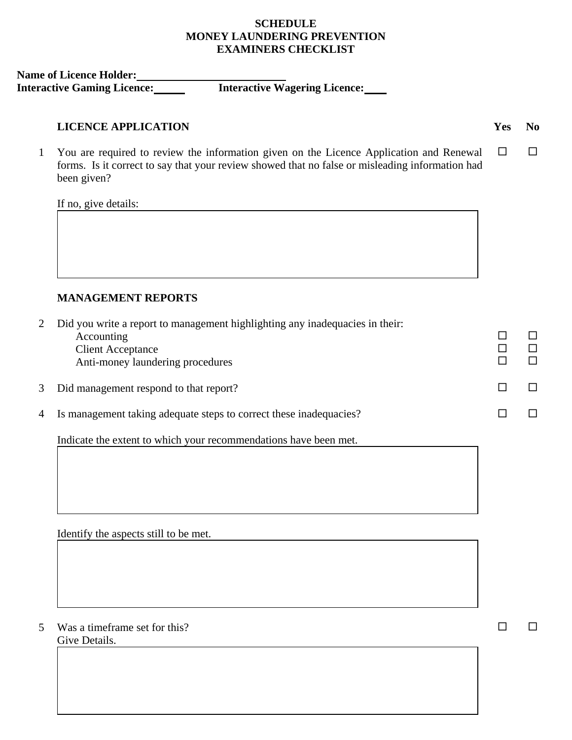**SCHEDULE**
**MONEY LAUNDERING PREVENTION**
**EXAMINERS CHECKLIST**

**Name of Licence Holder:** ____________________________
**Interactive Gaming Licence:** ______ **Interactive Wagering Licence:** ____

| | **LICENCE APPLICATION** | **Yes** | **No** |
|---|---|---|---|
| 1 | You are required to review the information given on the Licence Application and Renewal forms. Is it correct to say that your review showed that no false or misleading information had been given? | ☐ | ☐ |

If no, give details:

| |
|---|
| |

**MANAGEMENT REPORTS**

| | | **Yes** | **No** |
|---|---|---|---|
| 2 | Did you write a report to management highlighting any inadequacies in their: | | |
| | Accounting | ☐ | ☐ |
| | Client Acceptance | ☐ | ☐ |
| | Anti-money laundering procedures | ☐ | ☐ |
| 3 | Did management respond to that report? | ☐ | ☐ |
| 4 | Is management taking adequate steps to correct these inadequacies? | ☐ | ☐ |

Indicate the extent to which your recommendations have been met.

| |
|---|
| |

Identify the aspects still to be met.

| |
|---|
| |

| | | **Yes** | **No** |
|---|---|---|---|
| 5 | Was a timeframe set for this? | ☐ | ☐ |

Give Details.

| |
|---|
| |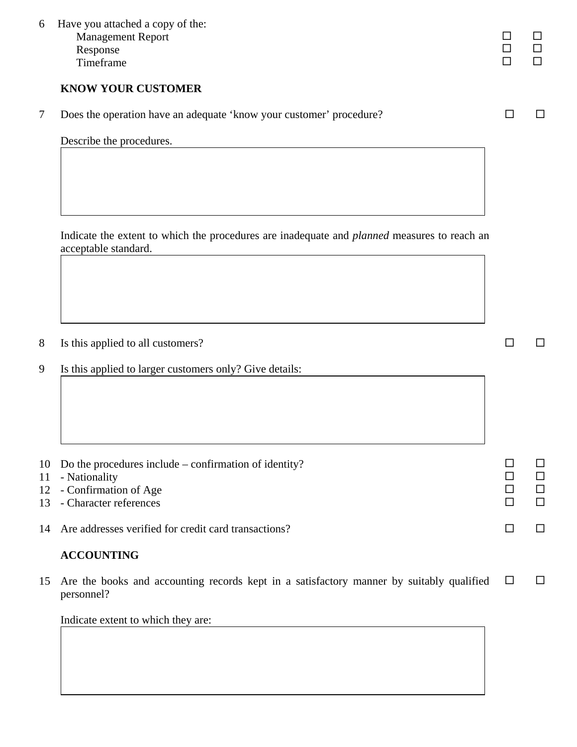6 Have you attached a copy of the:

| | | |
|---|---|---|
| Management Report | ☐ | ☐ |
| Response | ☐ | ☐ |
| Timeframe | ☐ | ☐ |

**KNOW YOUR CUSTOMER**

7 Does the operation have an adequate ‘know your customer’ procedure? ☐ ☐

Describe the procedures.

|   |
|---|
|   |

Indicate the extent to which the procedures are inadequate and *planned* measures to reach an acceptable standard.

|   |
|---|
|   |

8 Is this applied to all customers? ☐ ☐

9 Is this applied to larger customers only? Give details:

|   |
|---|
|   |

| | | | |
|---|---|---|---|
| 10 | Do the procedures include – confirmation of identity? | ☐ | ☐ |
| 11 | - Nationality | ☐ | ☐ |
| 12 | - Confirmation of Age | ☐ | ☐ |
| 13 | - Character references | ☐ | ☐ |

14 Are addresses verified for credit card transactions? ☐ ☐

**ACCOUNTING**

15 Are the books and accounting records kept in a satisfactory manner by suitably qualified personnel? ☐ ☐

Indicate extent to which they are:

|   |
|---|
|   |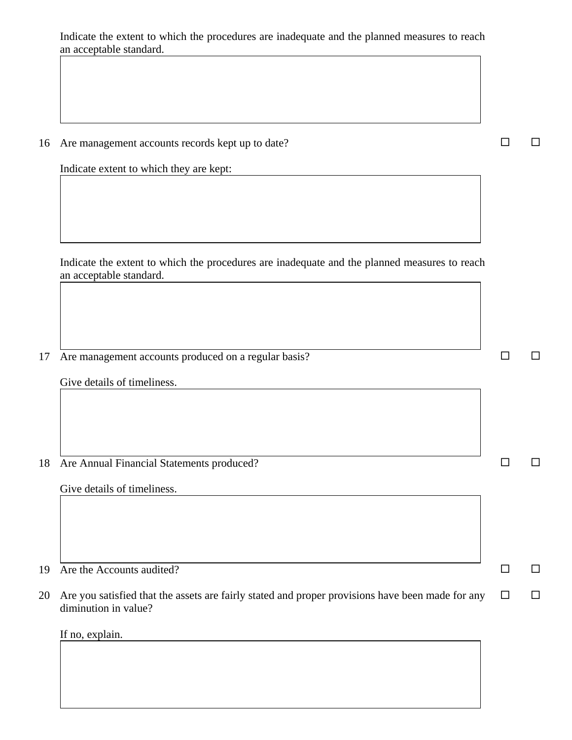Indicate the extent to which the procedures are inadequate and the planned measures to reach an acceptable standard.

| |
|---|
| |

16 Are management accounts records kept up to date? ☐ ☐

Indicate extent to which they are kept:

| |
|---|
| |

Indicate the extent to which the procedures are inadequate and the planned measures to reach an acceptable standard.

| |
|---|
| |

17 Are management accounts produced on a regular basis? ☐ ☐

Give details of timeliness.

| |
|---|
| |

18 Are Annual Financial Statements produced? ☐ ☐

Give details of timeliness.

| |
|---|
| |

19 Are the Accounts audited? ☐ ☐

20 Are you satisfied that the assets are fairly stated and proper provisions have been made for any diminution in value? ☐ ☐

If no, explain.

| |
|---|
| |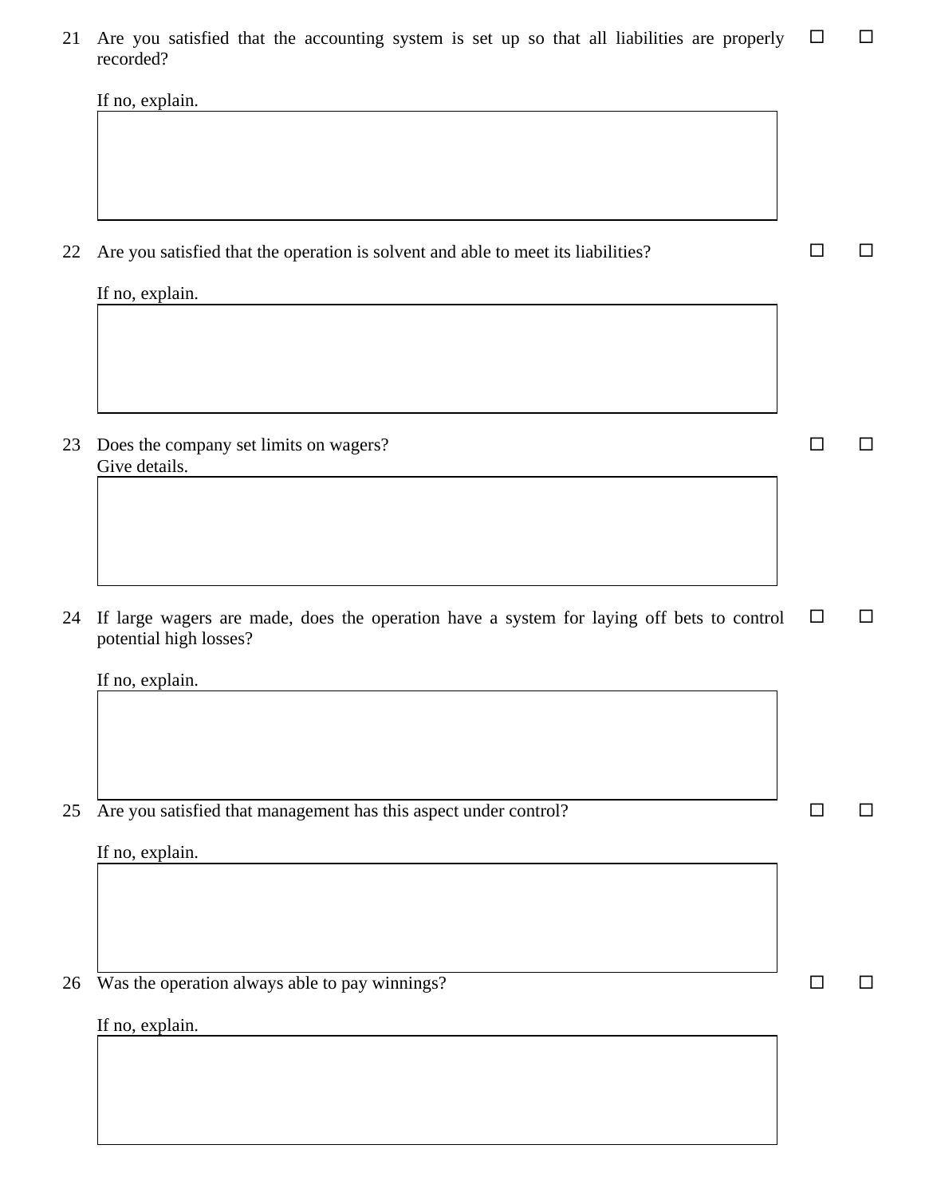21 Are you satisfied that the accounting system is set up so that all liabilities are properly recorded? ☐ ☐

If no, explain.

22 Are you satisfied that the operation is solvent and able to meet its liabilities? ☐ ☐

If no, explain.

23 Does the company set limits on wagers? ☐ ☐
Give details.

24 If large wagers are made, does the operation have a system for laying off bets to control potential high losses? ☐ ☐

If no, explain.

25 Are you satisfied that management has this aspect under control? ☐ ☐

If no, explain.

26 Was the operation always able to pay winnings? ☐ ☐

If no, explain.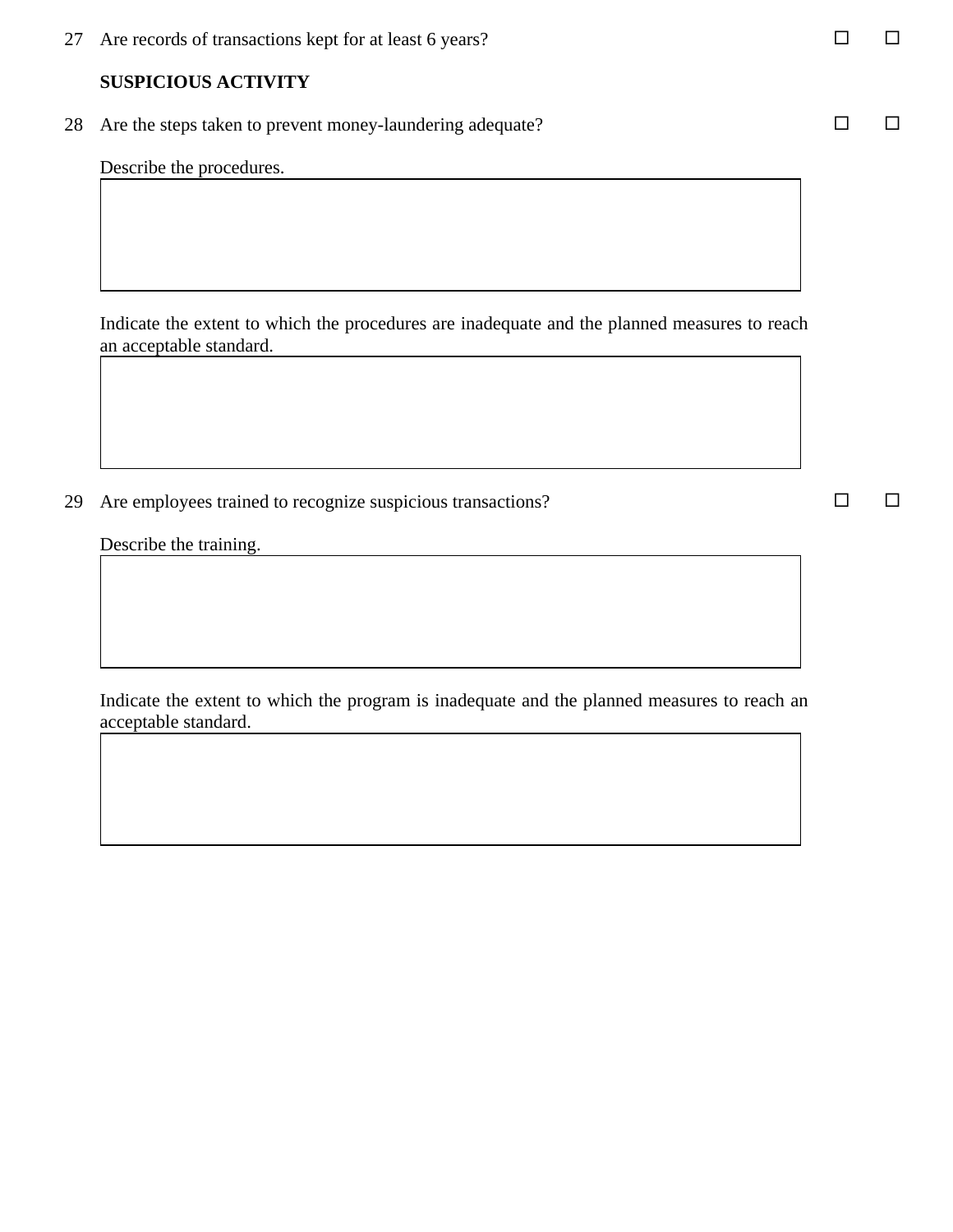27 Are records of transactions kept for at least 6 years? ☐ ☐

**SUSPICIOUS ACTIVITY**

28 Are the steps taken to prevent money-laundering adequate? ☐ ☐

Describe the procedures.

| |
|---|
| |

Indicate the extent to which the procedures are inadequate and the planned measures to reach an acceptable standard.

| |
|---|
| |

29 Are employees trained to recognize suspicious transactions? ☐ ☐

Describe the training.

| |
|---|
| |

Indicate the extent to which the program is inadequate and the planned measures to reach an acceptable standard.

| |
|---|
| |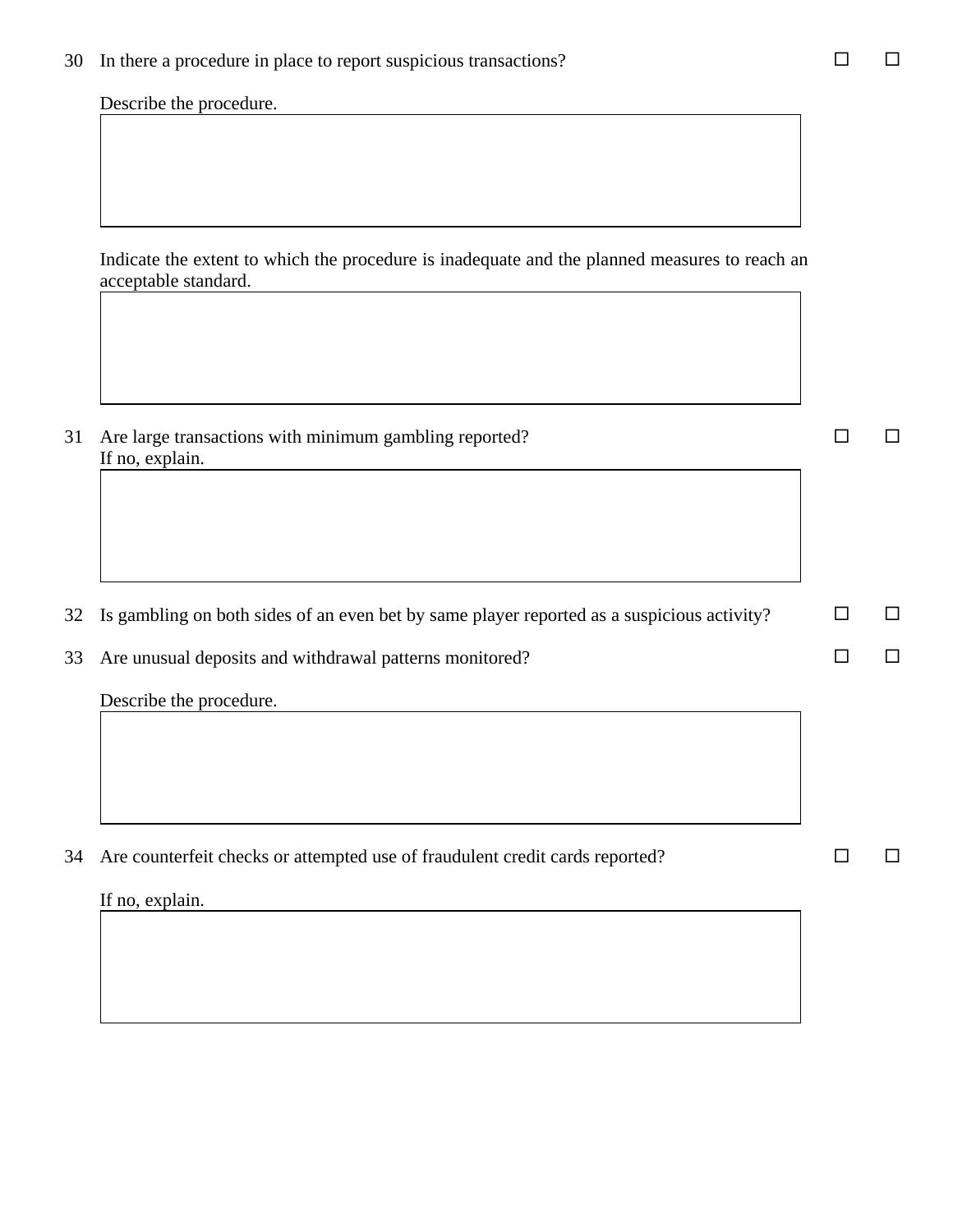30 In there a procedure in place to report suspicious transactions? ☐ ☐

Describe the procedure.

| |
|---|
| |

Indicate the extent to which the procedure is inadequate and the planned measures to reach an acceptable standard.

| |
|---|
| |

31 Are large transactions with minimum gambling reported? ☐ ☐

If no, explain.

| |
|---|
| |

32 Is gambling on both sides of an even bet by same player reported as a suspicious activity? ☐ ☐

33 Are unusual deposits and withdrawal patterns monitored? ☐ ☐

Describe the procedure.

| |
|---|
| |

34 Are counterfeit checks or attempted use of fraudulent credit cards reported? ☐ ☐

If no, explain.

| |
|---|
| |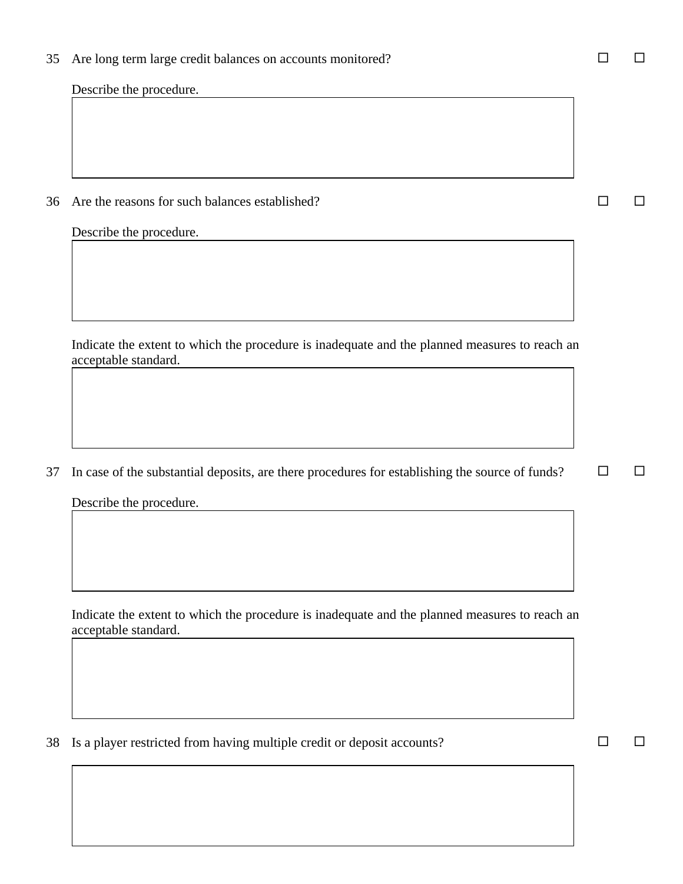35 Are long term large credit balances on accounts monitored? ☐ ☐

Describe the procedure.

| |
|---|
| |

36 Are the reasons for such balances established? ☐ ☐

Describe the procedure.

| |
|---|
| |

Indicate the extent to which the procedure is inadequate and the planned measures to reach an acceptable standard.

| |
|---|
| |

37 In case of the substantial deposits, are there procedures for establishing the source of funds? ☐ ☐

Describe the procedure.

| |
|---|
| |

Indicate the extent to which the procedure is inadequate and the planned measures to reach an acceptable standard.

| |
|---|
| |

38 Is a player restricted from having multiple credit or deposit accounts? ☐ ☐

| |
|---|
| |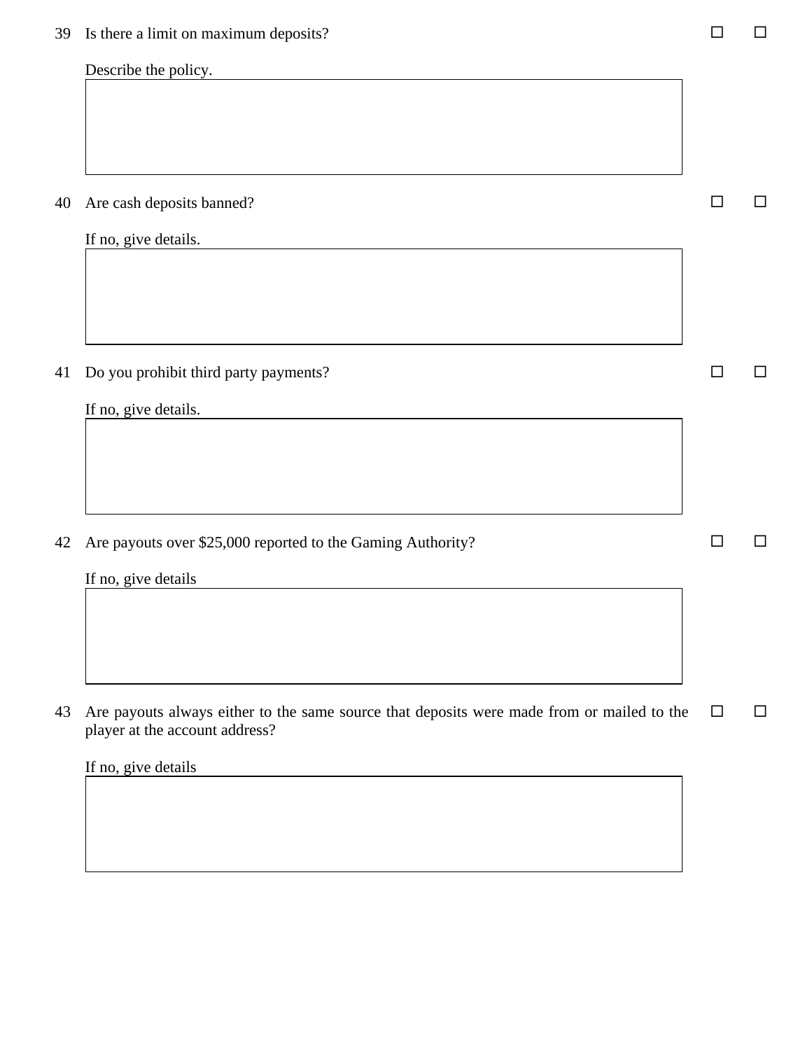39 Is there a limit on maximum deposits? ☐ ☐

Describe the policy.

40 Are cash deposits banned? ☐ ☐

If no, give details.

41 Do you prohibit third party payments? ☐ ☐

If no, give details.

42 Are payouts over $25,000 reported to the Gaming Authority? ☐ ☐

If no, give details

43 Are payouts always either to the same source that deposits were made from or mailed to the player at the account address? ☐ ☐

If no, give details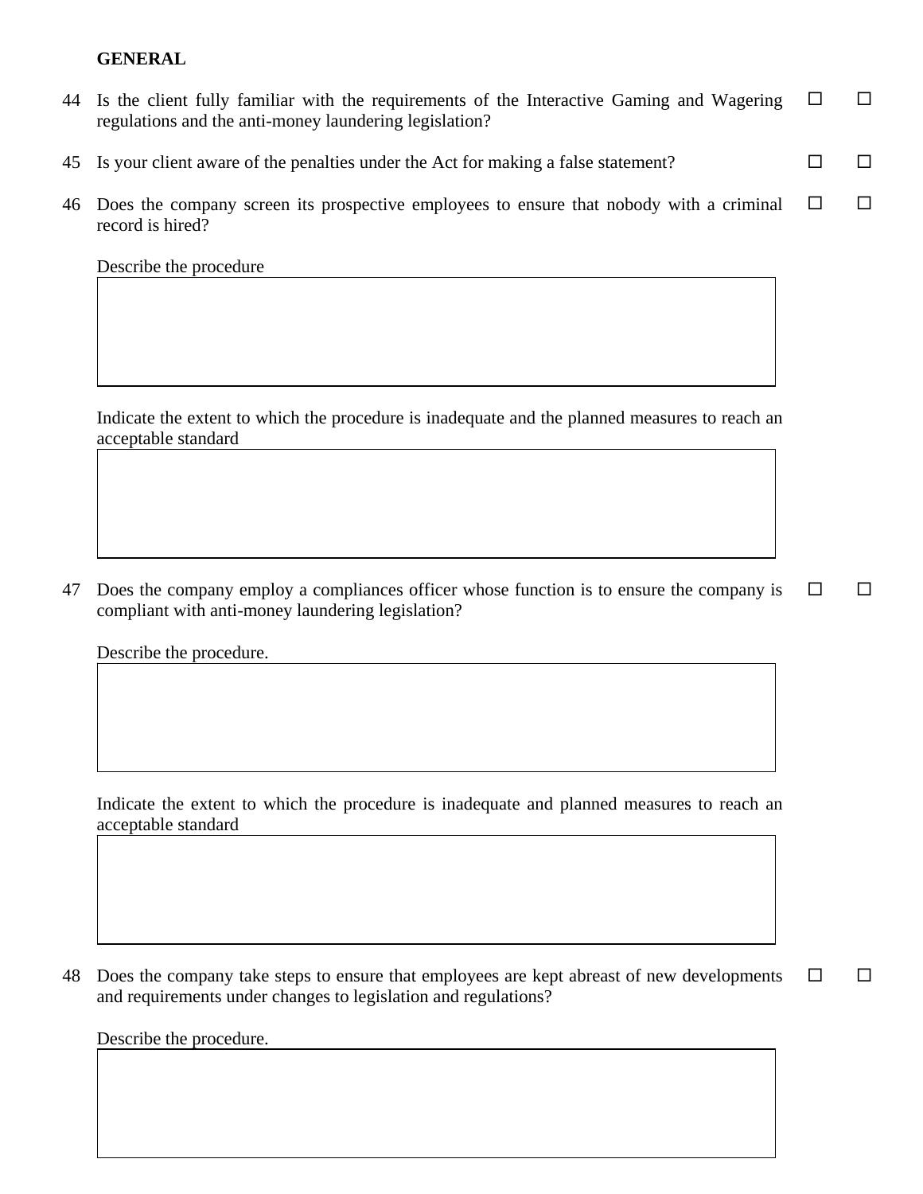**GENERAL**

44 Is the client fully familiar with the requirements of the Interactive Gaming and Wagering regulations and the anti-money laundering legislation? ☐ ☐

45 Is your client aware of the penalties under the Act for making a false statement? ☐ ☐

46 Does the company screen its prospective employees to ensure that nobody with a criminal record is hired? ☐ ☐

Describe the procedure

| |
|---|
| |

Indicate the extent to which the procedure is inadequate and the planned measures to reach an acceptable standard

| |
|---|
| |

47 Does the company employ a compliances officer whose function is to ensure the company is compliant with anti-money laundering legislation? ☐ ☐

Describe the procedure.

| |
|---|
| |

Indicate the extent to which the procedure is inadequate and planned measures to reach an acceptable standard

| |
|---|
| |

48 Does the company take steps to ensure that employees are kept abreast of new developments and requirements under changes to legislation and regulations? ☐ ☐

Describe the procedure.

| |
|---|
| |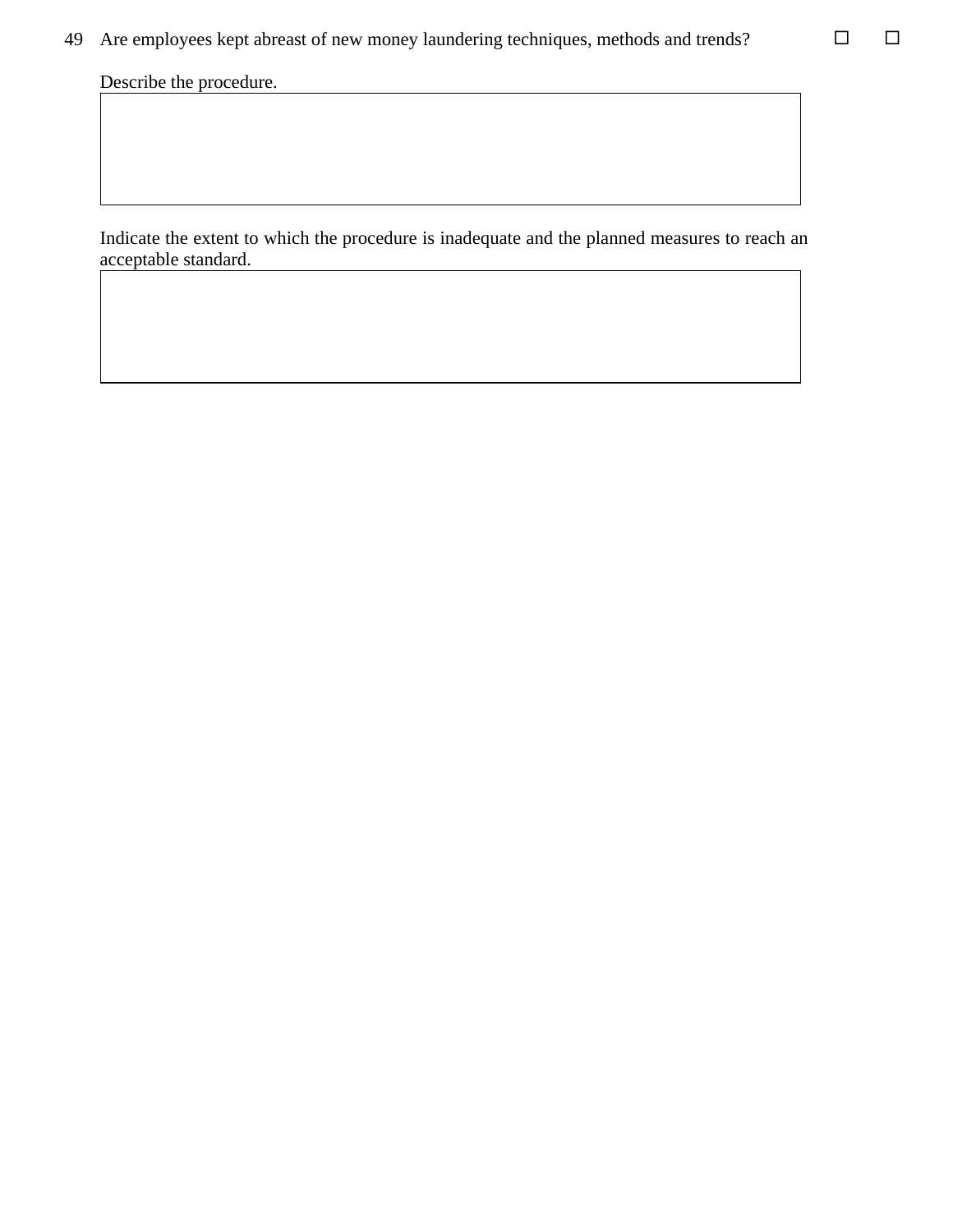49 Are employees kept abreast of new money laundering techniques, methods and trends? ☐ ☐

Describe the procedure.

| |
|---|
| |

Indicate the extent to which the procedure is inadequate and the planned measures to reach an acceptable standard.

| |
|---|
| |